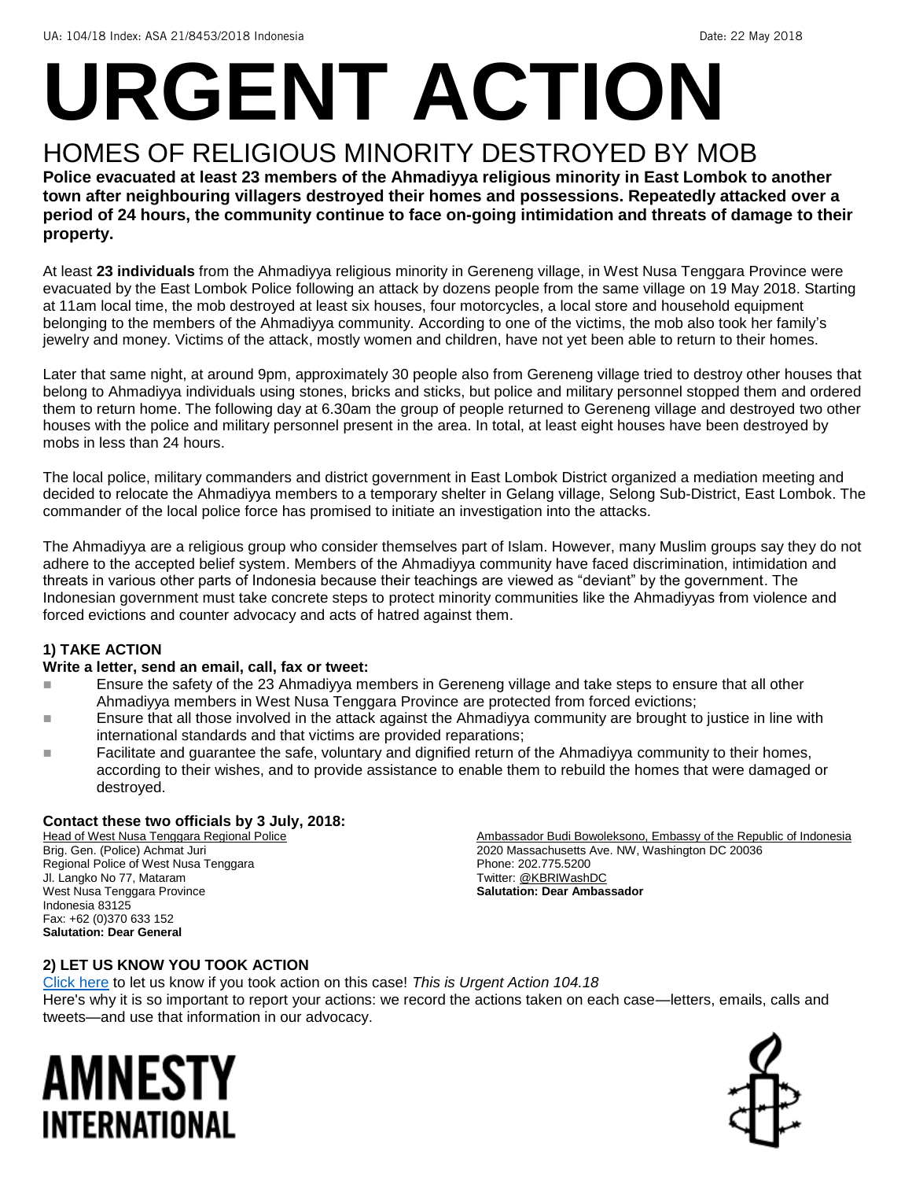UA: 104/18 Index: ASA 21/8453/2018 Indonesia Date: 22 May 2018

# URGENT ACTION

## HOMES OF RELIGIOUS MINORITY DESTROYED BY MOB

**Police evacuated at least 23 members of the Ahmadiyya religious minority in East Lombok to another town after neighbouring villagers destroyed their homes and possessions. Repeatedly attacked over a period of 24 hours, the community continue to face on-going intimidation and threats of damage to their property.**

At least **23 individuals** from the Ahmadiyya religious minority in Gereneng village, in West Nusa Tenggara Province were evacuated by the East Lombok Police following an attack by dozens people from the same village on 19 May 2018. Starting at 11am local time, the mob destroyed at least six houses, four motorcycles, a local store and household equipment belonging to the members of the Ahmadiyya community. According to one of the victims, the mob also took her family's jewelry and money. Victims of the attack, mostly women and children, have not yet been able to return to their homes.

Later that same night, at around 9pm, approximately 30 people also from Gereneng village tried to destroy other houses that belong to Ahmadiyya individuals using stones, bricks and sticks, but police and military personnel stopped them and ordered them to return home. The following day at 6.30am the group of people returned to Gereneng village and destroyed two other houses with the police and military personnel present in the area. In total, at least eight houses have been destroyed by mobs in less than 24 hours.

The local police, military commanders and district government in East Lombok District organized a mediation meeting and decided to relocate the Ahmadiyya members to a temporary shelter in Gelang village, Selong Sub-District, East Lombok. The commander of the local police force has promised to initiate an investigation into the attacks.

The Ahmadiyya are a religious group who consider themselves part of Islam. However, many Muslim groups say they do not adhere to the accepted belief system. Members of the Ahmadiyya community have faced discrimination, intimidation and threats in various other parts of Indonesia because their teachings are viewed as "deviant" by the government. The Indonesian government must take concrete steps to protect minority communities like the Ahmadiyyas from violence and forced evictions and counter advocacy and acts of hatred against them.

### 1) TAKE ACTION

**Write a letter, send an email, call, fax or tweet:**

- Ensure the safety of the 23 Ahmadiyya members in Gereneng village and take steps to ensure that all other Ahmadiyya members in West Nusa Tenggara Province are protected from forced evictions;
- Ensure that all those involved in the attack against the Ahmadiyya community are brought to justice in line with international standards and that victims are provided reparations;
- Facilitate and guarantee the safe, voluntary and dignified return of the Ahmadiyya community to their homes, according to their wishes, and to provide assistance to enable them to rebuild the homes that were damaged or destroyed.

**Contact these two officials by 3 July, 2018:**

Head of West Nusa Tenggara Regional Police
Brig. Gen. (Police) Achmat Juri
Regional Police of West Nusa Tenggara
Jl. Langko No 77, Mataram
West Nusa Tenggara Province
Indonesia 83125
Fax: +62 (0)370 633 152
**Salutation: Dear General**

Ambassador Budi Bowoleksono, Embassy of the Republic of Indonesia
2020 Massachusetts Ave. NW, Washington DC 20036
Phone: 202.775.5200
Twitter: @KBRIWashDC
**Salutation: Dear Ambassador**

### 2) LET US KNOW YOU TOOK ACTION

Click here to let us know if you took action on this case! *This is Urgent Action 104.18*
Here's why it is so important to report your actions: we record the actions taken on each case—letters, emails, calls and tweets—and use that information in our advocacy.

AMNESTY INTERNATIONAL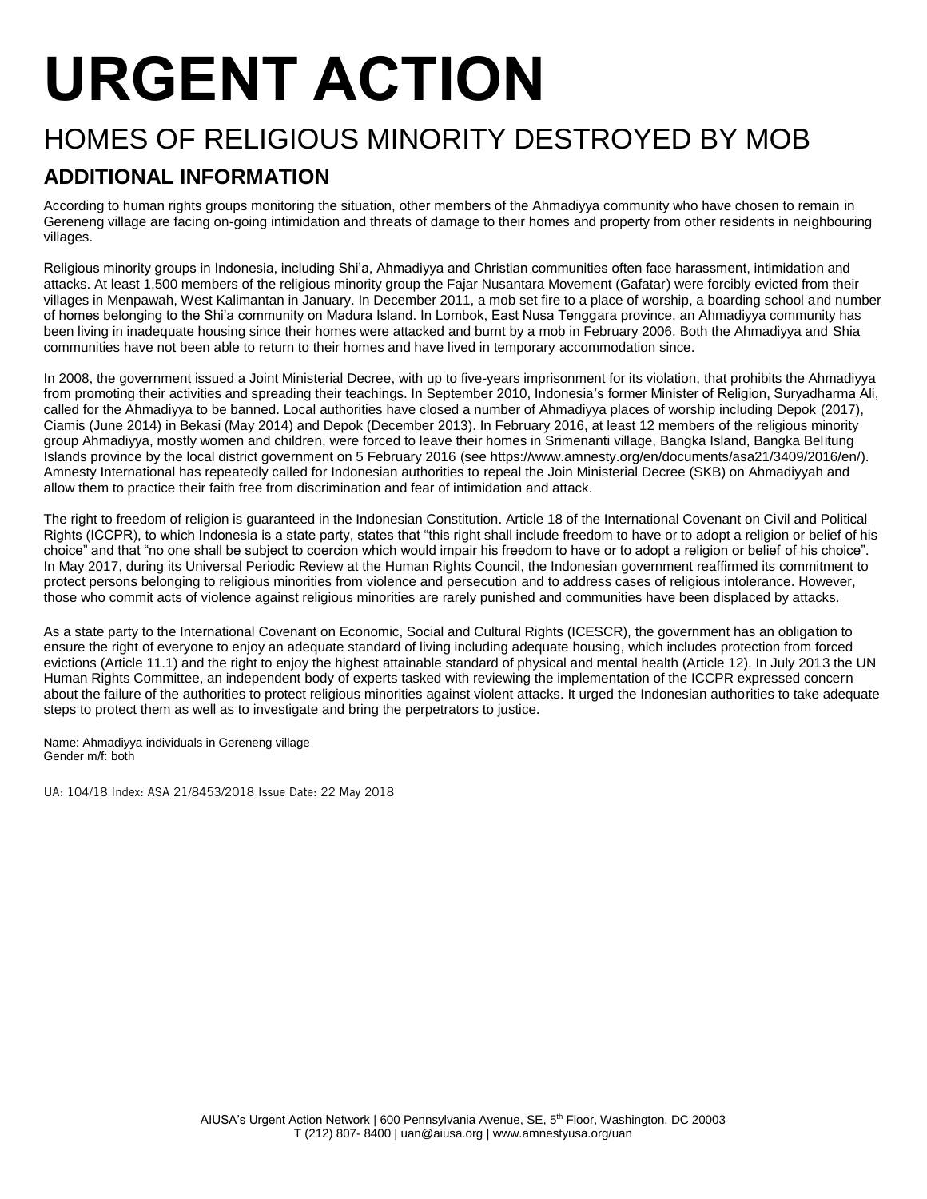# URGENT ACTION

## HOMES OF RELIGIOUS MINORITY DESTROYED BY MOB

### ADDITIONAL INFORMATION

According to human rights groups monitoring the situation, other members of the Ahmadiyya community who have chosen to remain in Gereneng village are facing on-going intimidation and threats of damage to their homes and property from other residents in neighbouring villages.

Religious minority groups in Indonesia, including Shi'a, Ahmadiyya and Christian communities often face harassment, intimidation and attacks. At least 1,500 members of the religious minority group the Fajar Nusantara Movement (Gafatar) were forcibly evicted from their villages in Menpawah, West Kalimantan in January. In December 2011, a mob set fire to a place of worship, a boarding school and number of homes belonging to the Shi'a community on Madura Island. In Lombok, East Nusa Tenggara province, an Ahmadiyya community has been living in inadequate housing since their homes were attacked and burnt by a mob in February 2006. Both the Ahmadiyya and Shia communities have not been able to return to their homes and have lived in temporary accommodation since.

In 2008, the government issued a Joint Ministerial Decree, with up to five-years imprisonment for its violation, that prohibits the Ahmadiyya from promoting their activities and spreading their teachings. In September 2010, Indonesia's former Minister of Religion, Suryadharma Ali, called for the Ahmadiyya to be banned. Local authorities have closed a number of Ahmadiyya places of worship including Depok (2017), Ciamis (June 2014) in Bekasi (May 2014) and Depok (December 2013). In February 2016, at least 12 members of the religious minority group Ahmadiyya, mostly women and children, were forced to leave their homes in Srimenanti village, Bangka Island, Bangka Belitung Islands province by the local district government on 5 February 2016 (see https://www.amnesty.org/en/documents/asa21/3409/2016/en/). Amnesty International has repeatedly called for Indonesian authorities to repeal the Join Ministerial Decree (SKB) on Ahmadiyyah and allow them to practice their faith free from discrimination and fear of intimidation and attack.

The right to freedom of religion is guaranteed in the Indonesian Constitution. Article 18 of the International Covenant on Civil and Political Rights (ICCPR), to which Indonesia is a state party, states that "this right shall include freedom to have or to adopt a religion or belief of his choice" and that "no one shall be subject to coercion which would impair his freedom to have or to adopt a religion or belief of his choice". In May 2017, during its Universal Periodic Review at the Human Rights Council, the Indonesian government reaffirmed its commitment to protect persons belonging to religious minorities from violence and persecution and to address cases of religious intolerance. However, those who commit acts of violence against religious minorities are rarely punished and communities have been displaced by attacks.

As a state party to the International Covenant on Economic, Social and Cultural Rights (ICESCR), the government has an obligation to ensure the right of everyone to enjoy an adequate standard of living including adequate housing, which includes protection from forced evictions (Article 11.1) and the right to enjoy the highest attainable standard of physical and mental health (Article 12). In July 2013 the UN Human Rights Committee, an independent body of experts tasked with reviewing the implementation of the ICCPR expressed concern about the failure of the authorities to protect religious minorities against violent attacks. It urged the Indonesian authorities to take adequate steps to protect them as well as to investigate and bring the perpetrators to justice.

Name: Ahmadiyya individuals in Gereneng village
Gender m/f: both

UA: 104/18 Index: ASA 21/8453/2018 Issue Date: 22 May 2018

AIUSA's Urgent Action Network | 600 Pennsylvania Avenue, SE, 5th Floor, Washington, DC 20003
T (212) 807- 8400 | uan@aiusa.org | www.amnestyusa.org/uan